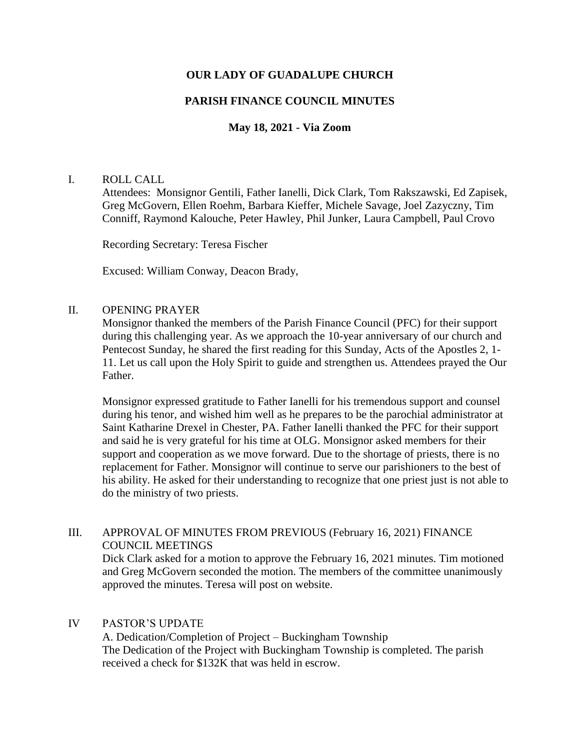# OUR LADY OF GUADALUPE CHURCH

## PARISH FINANCE COUNCIL MINUTES

### May 18, 2021 - Via Zoom

I. ROLL CALL

Attendees: Monsignor Gentili, Father Ianelli, Dick Clark, Tom Rakszawski, Ed Zapisek, Greg McGovern, Ellen Roehm, Barbara Kieffer, Michele Savage, Joel Zazyczny, Tim Conniff, Raymond Kalouche, Peter Hawley, Phil Junker, Laura Campbell, Paul Crovo

Recording Secretary: Teresa Fischer

Excused: William Conway, Deacon Brady,

II. OPENING PRAYER

Monsignor thanked the members of the Parish Finance Council (PFC) for their support during this challenging year. As we approach the 10-year anniversary of our church and Pentecost Sunday, he shared the first reading for this Sunday, Acts of the Apostles 2, 1-11. Let us call upon the Holy Spirit to guide and strengthen us. Attendees prayed the Our Father.

Monsignor expressed gratitude to Father Ianelli for his tremendous support and counsel during his tenor, and wished him well as he prepares to be the parochial administrator at Saint Katharine Drexel in Chester, PA. Father Ianelli thanked the PFC for their support and said he is very grateful for his time at OLG. Monsignor asked members for their support and cooperation as we move forward. Due to the shortage of priests, there is no replacement for Father. Monsignor will continue to serve our parishioners to the best of his ability. He asked for their understanding to recognize that one priest just is not able to do the ministry of two priests.

III. APPROVAL OF MINUTES FROM PREVIOUS (February 16, 2021) FINANCE COUNCIL MEETINGS

Dick Clark asked for a motion to approve the February 16, 2021 minutes. Tim motioned and Greg McGovern seconded the motion. The members of the committee unanimously approved the minutes. Teresa will post on website.

IV PASTOR'S UPDATE

A. Dedication/Completion of Project – Buckingham Township

The Dedication of the Project with Buckingham Township is completed. The parish received a check for $132K that was held in escrow.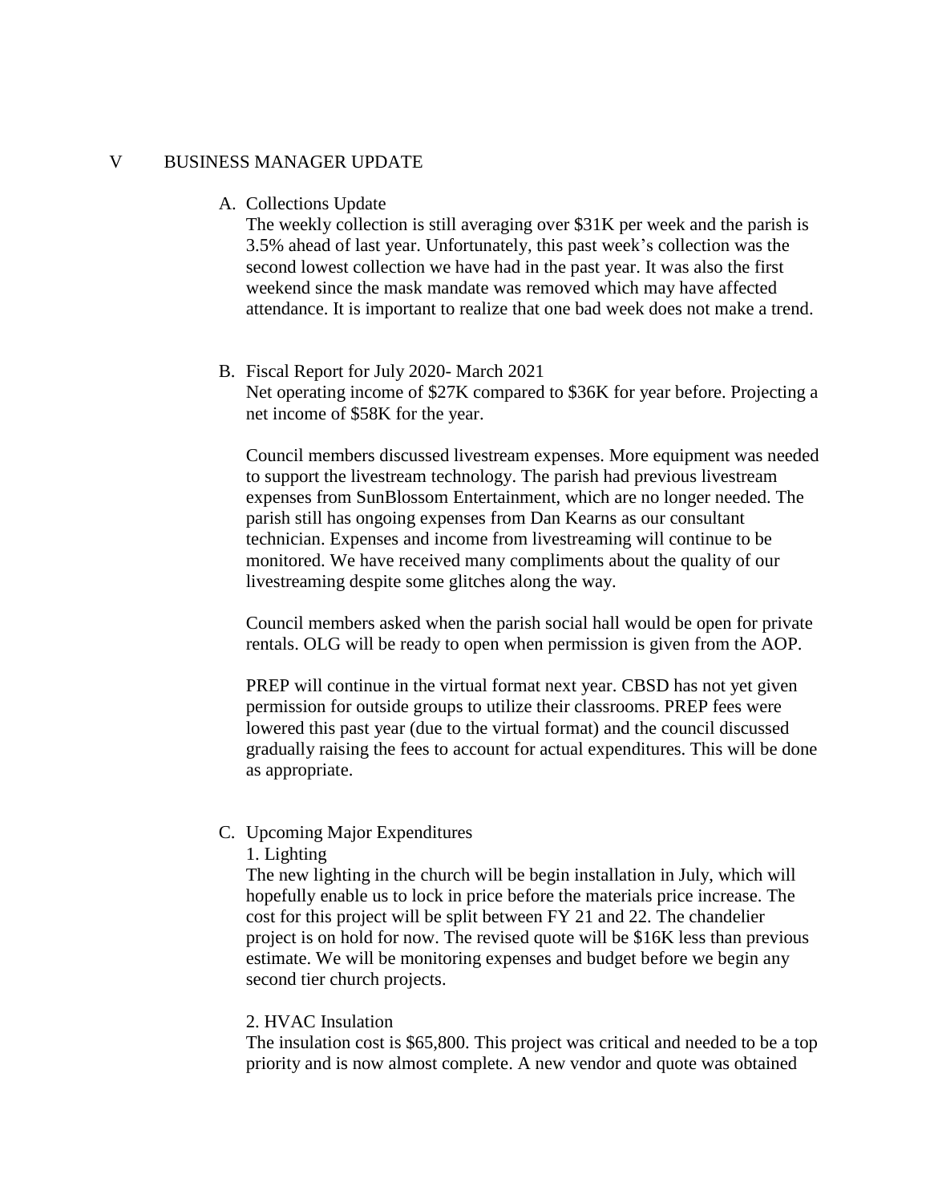## V BUSINESS MANAGER UPDATE

### A. Collections Update

The weekly collection is still averaging over $31K per week and the parish is 3.5% ahead of last year. Unfortunately, this past week's collection was the second lowest collection we have had in the past year. It was also the first weekend since the mask mandate was removed which may have affected attendance. It is important to realize that one bad week does not make a trend.

### B. Fiscal Report for July 2020- March 2021

Net operating income of $27K compared to $36K for year before. Projecting a net income of $58K for the year.

Council members discussed livestream expenses. More equipment was needed to support the livestream technology. The parish had previous livestream expenses from SunBlossom Entertainment, which are no longer needed. The parish still has ongoing expenses from Dan Kearns as our consultant technician. Expenses and income from livestreaming will continue to be monitored. We have received many compliments about the quality of our livestreaming despite some glitches along the way.

Council members asked when the parish social hall would be open for private rentals. OLG will be ready to open when permission is given from the AOP.

PREP will continue in the virtual format next year. CBSD has not yet given permission for outside groups to utilize their classrooms. PREP fees were lowered this past year (due to the virtual format) and the council discussed gradually raising the fees to account for actual expenditures. This will be done as appropriate.

### C. Upcoming Major Expenditures

1. Lighting

The new lighting in the church will be begin installation in July, which will hopefully enable us to lock in price before the materials price increase. The cost for this project will be split between FY 21 and 22. The chandelier project is on hold for now. The revised quote will be $16K less than previous estimate. We will be monitoring expenses and budget before we begin any second tier church projects.

2. HVAC Insulation

The insulation cost is $65,800. This project was critical and needed to be a top priority and is now almost complete. A new vendor and quote was obtained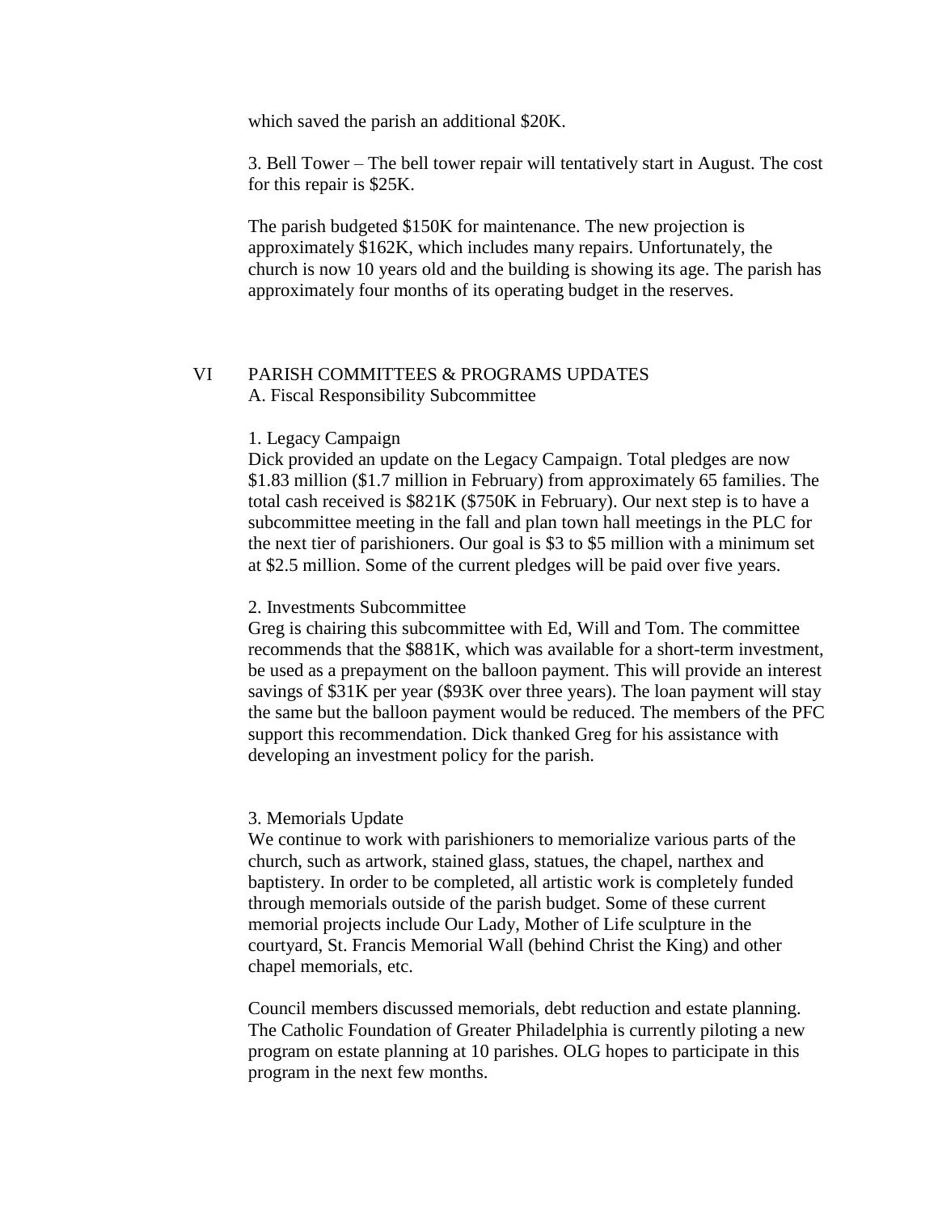which saved the parish an additional $20K.

3. Bell Tower – The bell tower repair will tentatively start in August. The cost for this repair is $25K.

The parish budgeted $150K for maintenance. The new projection is approximately $162K, which includes many repairs. Unfortunately, the church is now 10 years old and the building is showing its age. The parish has approximately four months of its operating budget in the reserves.

## VI PARISH COMMITTEES & PROGRAMS UPDATES

### A. Fiscal Responsibility Subcommittee

1. Legacy Campaign

Dick provided an update on the Legacy Campaign. Total pledges are now $1.83 million ($1.7 million in February) from approximately 65 families. The total cash received is $821K ($750K in February). Our next step is to have a subcommittee meeting in the fall and plan town hall meetings in the PLC for the next tier of parishioners. Our goal is $3 to $5 million with a minimum set at $2.5 million. Some of the current pledges will be paid over five years.

2. Investments Subcommittee

Greg is chairing this subcommittee with Ed, Will and Tom. The committee recommends that the $881K, which was available for a short-term investment, be used as a prepayment on the balloon payment. This will provide an interest savings of $31K per year ($93K over three years). The loan payment will stay the same but the balloon payment would be reduced. The members of the PFC support this recommendation. Dick thanked Greg for his assistance with developing an investment policy for the parish.

3. Memorials Update

We continue to work with parishioners to memorialize various parts of the church, such as artwork, stained glass, statues, the chapel, narthex and baptistery. In order to be completed, all artistic work is completely funded through memorials outside of the parish budget. Some of these current memorial projects include Our Lady, Mother of Life sculpture in the courtyard, St. Francis Memorial Wall (behind Christ the King) and other chapel memorials, etc.

Council members discussed memorials, debt reduction and estate planning. The Catholic Foundation of Greater Philadelphia is currently piloting a new program on estate planning at 10 parishes. OLG hopes to participate in this program in the next few months.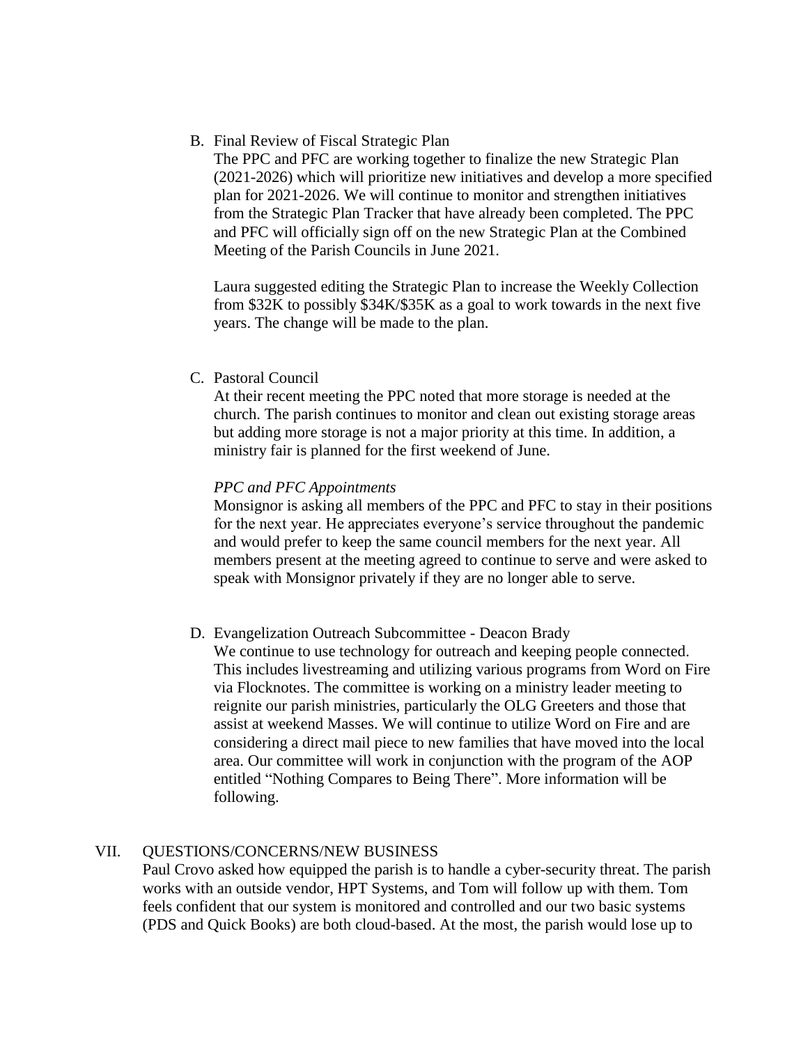B. Final Review of Fiscal Strategic Plan

The PPC and PFC are working together to finalize the new Strategic Plan (2021-2026) which will prioritize new initiatives and develop a more specified plan for 2021-2026. We will continue to monitor and strengthen initiatives from the Strategic Plan Tracker that have already been completed. The PPC and PFC will officially sign off on the new Strategic Plan at the Combined Meeting of the Parish Councils in June 2021.

Laura suggested editing the Strategic Plan to increase the Weekly Collection from $32K to possibly $34K/$35K as a goal to work towards in the next five years. The change will be made to the plan.

C. Pastoral Council

At their recent meeting the PPC noted that more storage is needed at the church. The parish continues to monitor and clean out existing storage areas but adding more storage is not a major priority at this time. In addition, a ministry fair is planned for the first weekend of June.

*PPC and PFC Appointments*

Monsignor is asking all members of the PPC and PFC to stay in their positions for the next year. He appreciates everyone's service throughout the pandemic and would prefer to keep the same council members for the next year. All members present at the meeting agreed to continue to serve and were asked to speak with Monsignor privately if they are no longer able to serve.

D. Evangelization Outreach Subcommittee - Deacon Brady

We continue to use technology for outreach and keeping people connected. This includes livestreaming and utilizing various programs from Word on Fire via Flocknotes. The committee is working on a ministry leader meeting to reignite our parish ministries, particularly the OLG Greeters and those that assist at weekend Masses. We will continue to utilize Word on Fire and are considering a direct mail piece to new families that have moved into the local area. Our committee will work in conjunction with the program of the AOP entitled "Nothing Compares to Being There". More information will be following.

VII. QUESTIONS/CONCERNS/NEW BUSINESS

Paul Crovo asked how equipped the parish is to handle a cyber-security threat. The parish works with an outside vendor, HPT Systems, and Tom will follow up with them. Tom feels confident that our system is monitored and controlled and our two basic systems (PDS and Quick Books) are both cloud-based. At the most, the parish would lose up to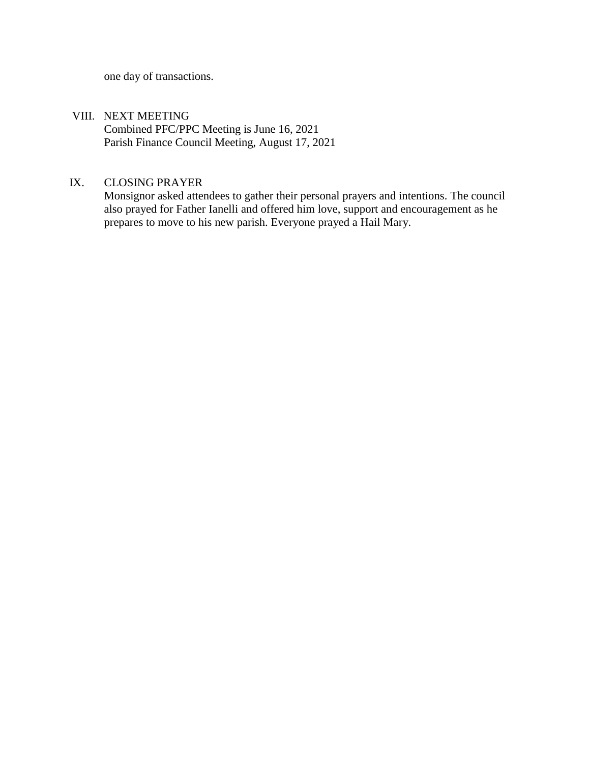one day of transactions.

VIII. NEXT MEETING

Combined PFC/PPC Meeting is June 16, 2021
Parish Finance Council Meeting, August 17, 2021

IX. CLOSING PRAYER

Monsignor asked attendees to gather their personal prayers and intentions. The council also prayed for Father Ianelli and offered him love, support and encouragement as he prepares to move to his new parish. Everyone prayed a Hail Mary.